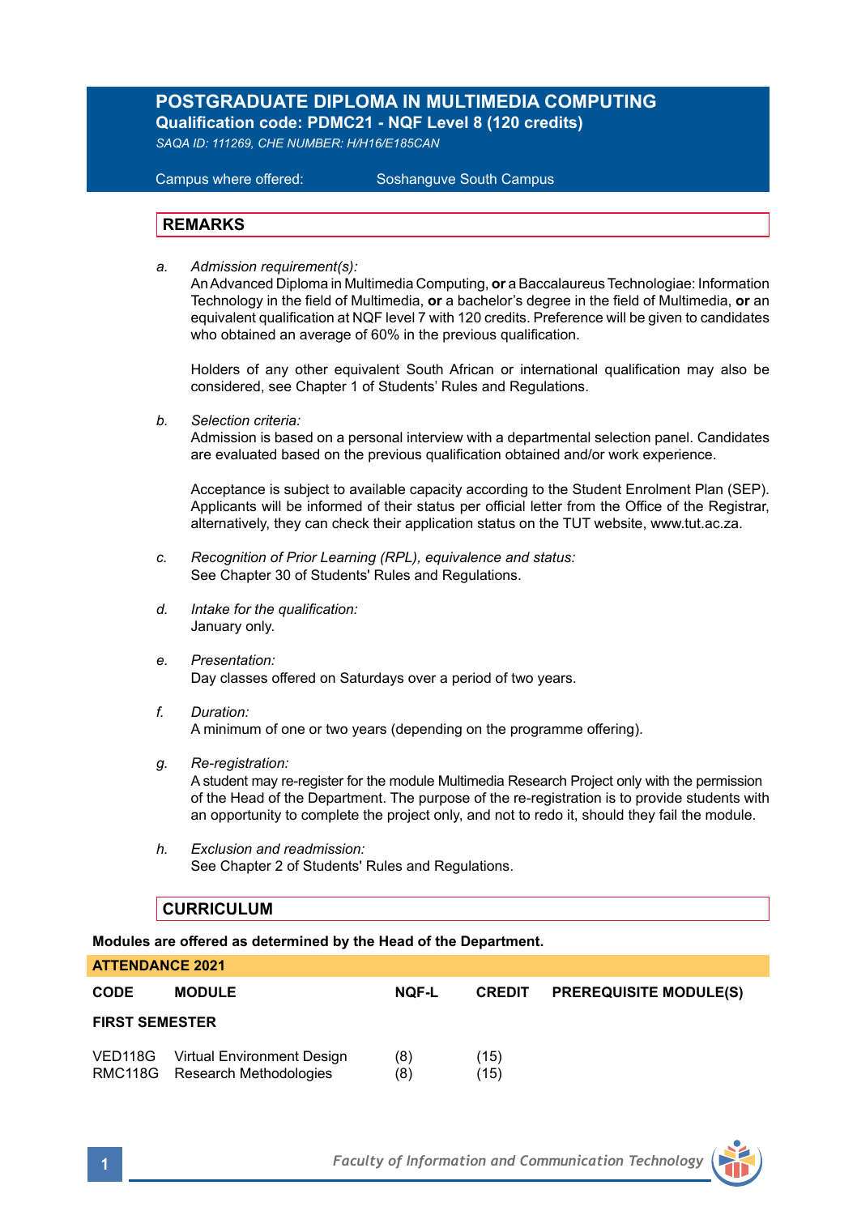# POSTGRADUATE DIPLOMA IN MULTIMEDIA COMPUTING

**Qualification code: PDMC21 - NQF Level 8 (120 credits)**

*SAQA ID: 111269, CHE NUMBER: H/H16/E185CAN*

Campus where offered: Soshanguve South Campus

## REMARKS

a. *Admission requirement(s):*
An Advanced Diploma in Multimedia Computing, **or** a Baccalaureus Technologiae: Information Technology in the field of Multimedia, **or** a bachelor's degree in the field of Multimedia, **or** an equivalent qualification at NQF level 7 with 120 credits. Preference will be given to candidates who obtained an average of 60% in the previous qualification.

Holders of any other equivalent South African or international qualification may also be considered, see Chapter 1 of Students' Rules and Regulations.

b. *Selection criteria:*
Admission is based on a personal interview with a departmental selection panel. Candidates are evaluated based on the previous qualification obtained and/or work experience.

Acceptance is subject to available capacity according to the Student Enrolment Plan (SEP). Applicants will be informed of their status per official letter from the Office of the Registrar, alternatively, they can check their application status on the TUT website, www.tut.ac.za.

c. *Recognition of Prior Learning (RPL), equivalence and status:*
See Chapter 30 of Students' Rules and Regulations.

d. *Intake for the qualification:*
January only.

e. *Presentation:*
Day classes offered on Saturdays over a period of two years.

f. *Duration:*
A minimum of one or two years (depending on the programme offering).

g. *Re-registration:*
A student may re-register for the module Multimedia Research Project only with the permission of the Head of the Department. The purpose of the re-registration is to provide students with an opportunity to complete the project only, and not to redo it, should they fail the module.

h. *Exclusion and readmission:*
See Chapter 2 of Students' Rules and Regulations.

## CURRICULUM

**Modules are offered as determined by the Head of the Department.**

**ATTENDANCE 2021**

| CODE | MODULE | NQF-L | CREDIT | PREREQUISITE MODULE(S) |
|---|---|---|---|---|
| **FIRST SEMESTER** | | | | |
| VED118G | Virtual Environment Design | (8) | (15) | |
| RMC118G | Research Methodologies | (8) | (15) | |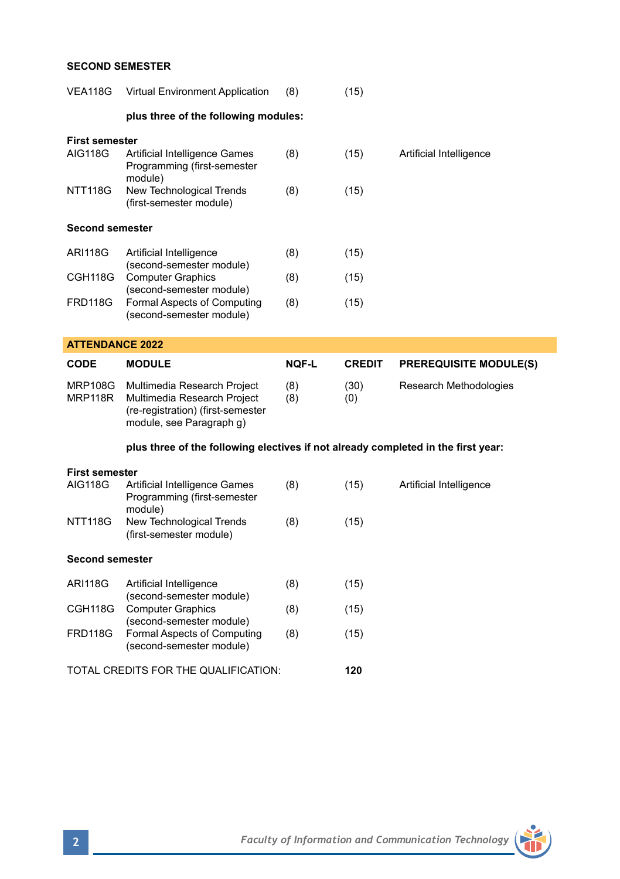**SECOND SEMESTER**

| | | | | |
|---|---|---|---|---|
| VEA118G | Virtual Environment Application | (8) | (15) | |
| | **plus three of the following modules:** | | | |
| **First semester** | | | | |
| AIG118G | Artificial Intelligence Games Programming (first-semester module) | (8) | (15) | Artificial Intelligence |
| NTT118G | New Technological Trends (first-semester module) | (8) | (15) | |
| **Second semester** | | | | |
| ARI118G | Artificial Intelligence (second-semester module) | (8) | (15) | |
| CGH118G | Computer Graphics (second-semester module) | (8) | (15) | |
| FRD118G | Formal Aspects of Computing (second-semester module) | (8) | (15) | |

## ATTENDANCE 2022

| CODE | MODULE | NQF-L | CREDIT | PREREQUISITE MODULE(S) |
|---|---|---|---|---|
| MRP108G | Multimedia Research Project | (8) | (30) | Research Methodologies |
| MRP118R | Multimedia Research Project (re-registration) (first-semester module, see Paragraph g) | (8) | (0) | |

**plus three of the following electives if not already completed in the first year:**

| | | | | |
|---|---|---|---|---|
| **First semester** | | | | |
| AIG118G | Artificial Intelligence Games Programming (first-semester module) | (8) | (15) | Artificial Intelligence |
| NTT118G | New Technological Trends (first-semester module) | (8) | (15) | |
| **Second semester** | | | | |
| ARI118G | Artificial Intelligence (second-semester module) | (8) | (15) | |
| CGH118G | Computer Graphics (second-semester module) | (8) | (15) | |
| FRD118G | Formal Aspects of Computing (second-semester module) | (8) | (15) | |

TOTAL CREDITS FOR THE QUALIFICATION: **120**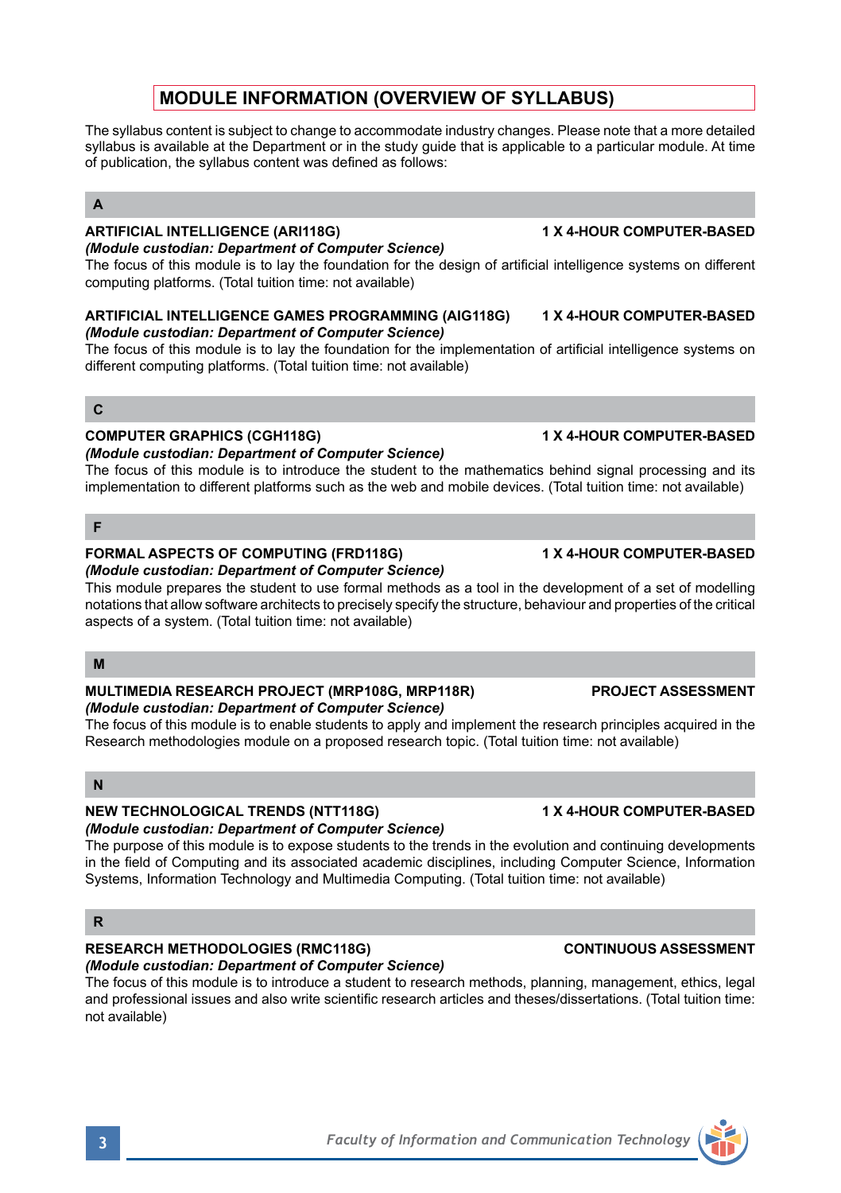# MODULE INFORMATION (OVERVIEW OF SYLLABUS)

The syllabus content is subject to change to accommodate industry changes. Please note that a more detailed syllabus is available at the Department or in the study guide that is applicable to a particular module. At time of publication, the syllabus content was defined as follows:

## A

**ARTIFICIAL INTELLIGENCE (ARI118G)** — **1 X 4-HOUR COMPUTER-BASED**

***(Module custodian: Department of Computer Science)***

The focus of this module is to lay the foundation for the design of artificial intelligence systems on different computing platforms. (Total tuition time: not available)

**ARTIFICIAL INTELLIGENCE GAMES PROGRAMMING (AIG118G)** — **1 X 4-HOUR COMPUTER-BASED**

***(Module custodian: Department of Computer Science)***

The focus of this module is to lay the foundation for the implementation of artificial intelligence systems on different computing platforms. (Total tuition time: not available)

## C

**COMPUTER GRAPHICS (CGH118G)** — **1 X 4-HOUR COMPUTER-BASED**

***(Module custodian: Department of Computer Science)***

The focus of this module is to introduce the student to the mathematics behind signal processing and its implementation to different platforms such as the web and mobile devices. (Total tuition time: not available)

## F

**FORMAL ASPECTS OF COMPUTING (FRD118G)** — **1 X 4-HOUR COMPUTER-BASED**

***(Module custodian: Department of Computer Science)***

This module prepares the student to use formal methods as a tool in the development of a set of modelling notations that allow software architects to precisely specify the structure, behaviour and properties of the critical aspects of a system. (Total tuition time: not available)

## M

**MULTIMEDIA RESEARCH PROJECT (MRP108G, MRP118R)** — **PROJECT ASSESSMENT**

***(Module custodian: Department of Computer Science)***

The focus of this module is to enable students to apply and implement the research principles acquired in the Research methodologies module on a proposed research topic. (Total tuition time: not available)

## N

**NEW TECHNOLOGICAL TRENDS (NTT118G)** — **1 X 4-HOUR COMPUTER-BASED**

***(Module custodian: Department of Computer Science)***

The purpose of this module is to expose students to the trends in the evolution and continuing developments in the field of Computing and its associated academic disciplines, including Computer Science, Information Systems, Information Technology and Multimedia Computing. (Total tuition time: not available)

## R

**RESEARCH METHODOLOGIES (RMC118G)** — **CONTINUOUS ASSESSMENT**

***(Module custodian: Department of Computer Science)***

The focus of this module is to introduce a student to research methods, planning, management, ethics, legal and professional issues and also write scientific research articles and theses/dissertations. (Total tuition time: not available)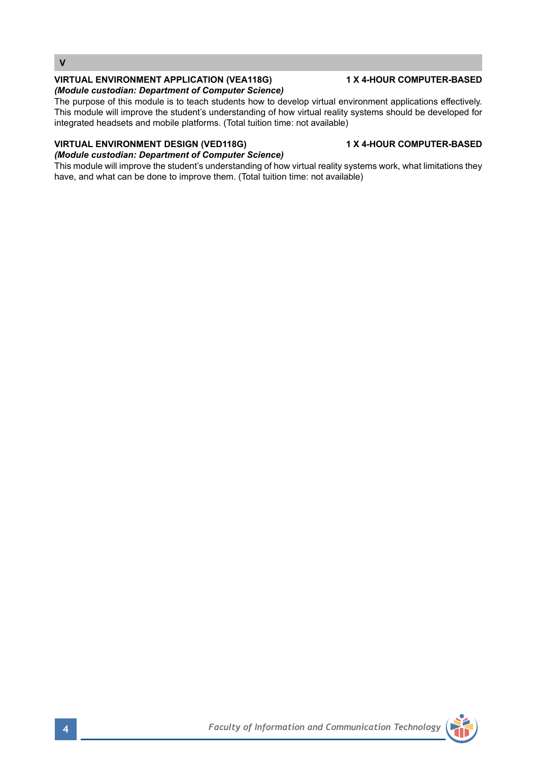## V

**VIRTUAL ENVIRONMENT APPLICATION (VEA118G)** **1 X 4-HOUR COMPUTER-BASED**

***(Module custodian: Department of Computer Science)***

The purpose of this module is to teach students how to develop virtual environment applications effectively. This module will improve the student's understanding of how virtual reality systems should be developed for integrated headsets and mobile platforms. (Total tuition time: not available)

**VIRTUAL ENVIRONMENT DESIGN (VED118G)** **1 X 4-HOUR COMPUTER-BASED**

***(Module custodian: Department of Computer Science)***

This module will improve the student's understanding of how virtual reality systems work, what limitations they have, and what can be done to improve them. (Total tuition time: not available)